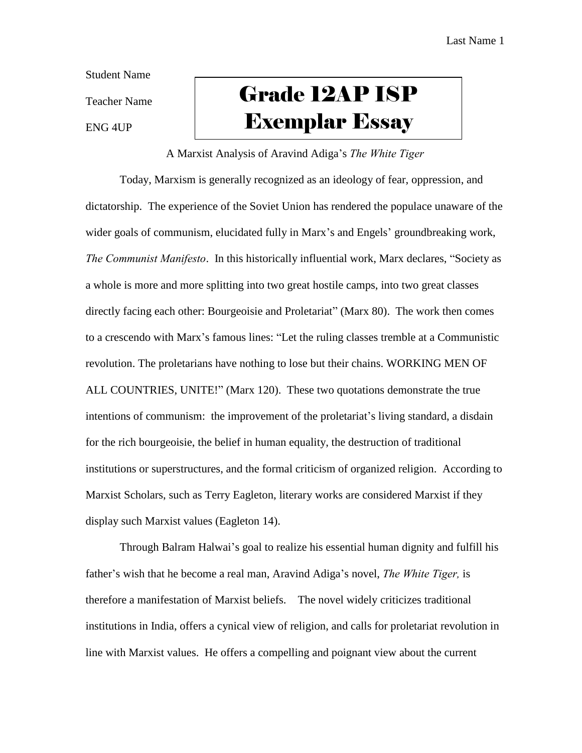Student Name

Teacher Name

ENG 4UP

# Grade 12AP ISP Exemplar Essay

A Marxist Analysis of Aravind Adiga's *The White Tiger*

Today, Marxism is generally recognized as an ideology of fear, oppression, and dictatorship. The experience of the Soviet Union has rendered the populace unaware of the wider goals of communism, elucidated fully in Marx's and Engels' groundbreaking work, *The Communist Manifesto*. In this historically influential work, Marx declares, "Society as a whole is more and more splitting into two great hostile camps, into two great classes directly facing each other: Bourgeoisie and Proletariat" (Marx 80). The work then comes to a crescendo with Marx's famous lines: "Let the ruling classes tremble at a Communistic revolution. The proletarians have nothing to lose but their chains. WORKING MEN OF ALL COUNTRIES, UNITE!" (Marx 120). These two quotations demonstrate the true intentions of communism: the improvement of the proletariat's living standard, a disdain for the rich bourgeoisie, the belief in human equality, the destruction of traditional institutions or superstructures, and the formal criticism of organized religion. According to Marxist Scholars, such as Terry Eagleton, literary works are considered Marxist if they display such Marxist values (Eagleton 14).

Through Balram Halwai's goal to realize his essential human dignity and fulfill his father's wish that he become a real man, Aravind Adiga's novel, *The White Tiger,* is therefore a manifestation of Marxist beliefs. The novel widely criticizes traditional institutions in India, offers a cynical view of religion, and calls for proletariat revolution in line with Marxist values. He offers a compelling and poignant view about the current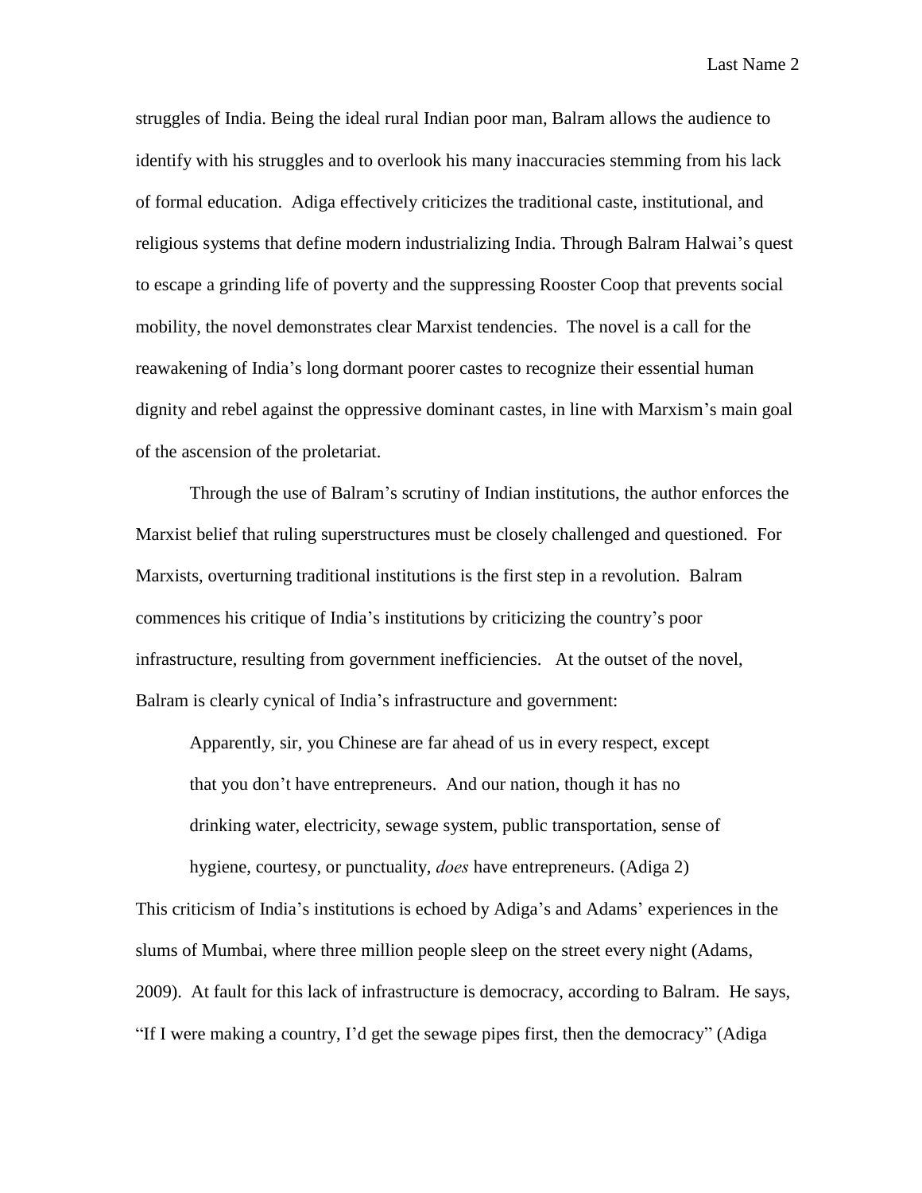struggles of India. Being the ideal rural Indian poor man, Balram allows the audience to identify with his struggles and to overlook his many inaccuracies stemming from his lack of formal education. Adiga effectively criticizes the traditional caste, institutional, and religious systems that define modern industrializing India. Through Balram Halwai's quest to escape a grinding life of poverty and the suppressing Rooster Coop that prevents social mobility, the novel demonstrates clear Marxist tendencies. The novel is a call for the reawakening of India's long dormant poorer castes to recognize their essential human dignity and rebel against the oppressive dominant castes, in line with Marxism's main goal of the ascension of the proletariat.

Through the use of Balram's scrutiny of Indian institutions, the author enforces the Marxist belief that ruling superstructures must be closely challenged and questioned. For Marxists, overturning traditional institutions is the first step in a revolution. Balram commences his critique of India's institutions by criticizing the country's poor infrastructure, resulting from government inefficiencies. At the outset of the novel, Balram is clearly cynical of India's infrastructure and government:

> Apparently, sir, you Chinese are far ahead of us in every respect, except that you don't have entrepreneurs. And our nation, though it has no drinking water, electricity, sewage system, public transportation, sense of hygiene, courtesy, or punctuality, *does* have entrepreneurs. (Adiga 2)

This criticism of India's institutions is echoed by Adiga's and Adams' experiences in the slums of Mumbai, where three million people sleep on the street every night (Adams, 2009). At fault for this lack of infrastructure is democracy, according to Balram. He says, "If I were making a country, I'd get the sewage pipes first, then the democracy" (Adiga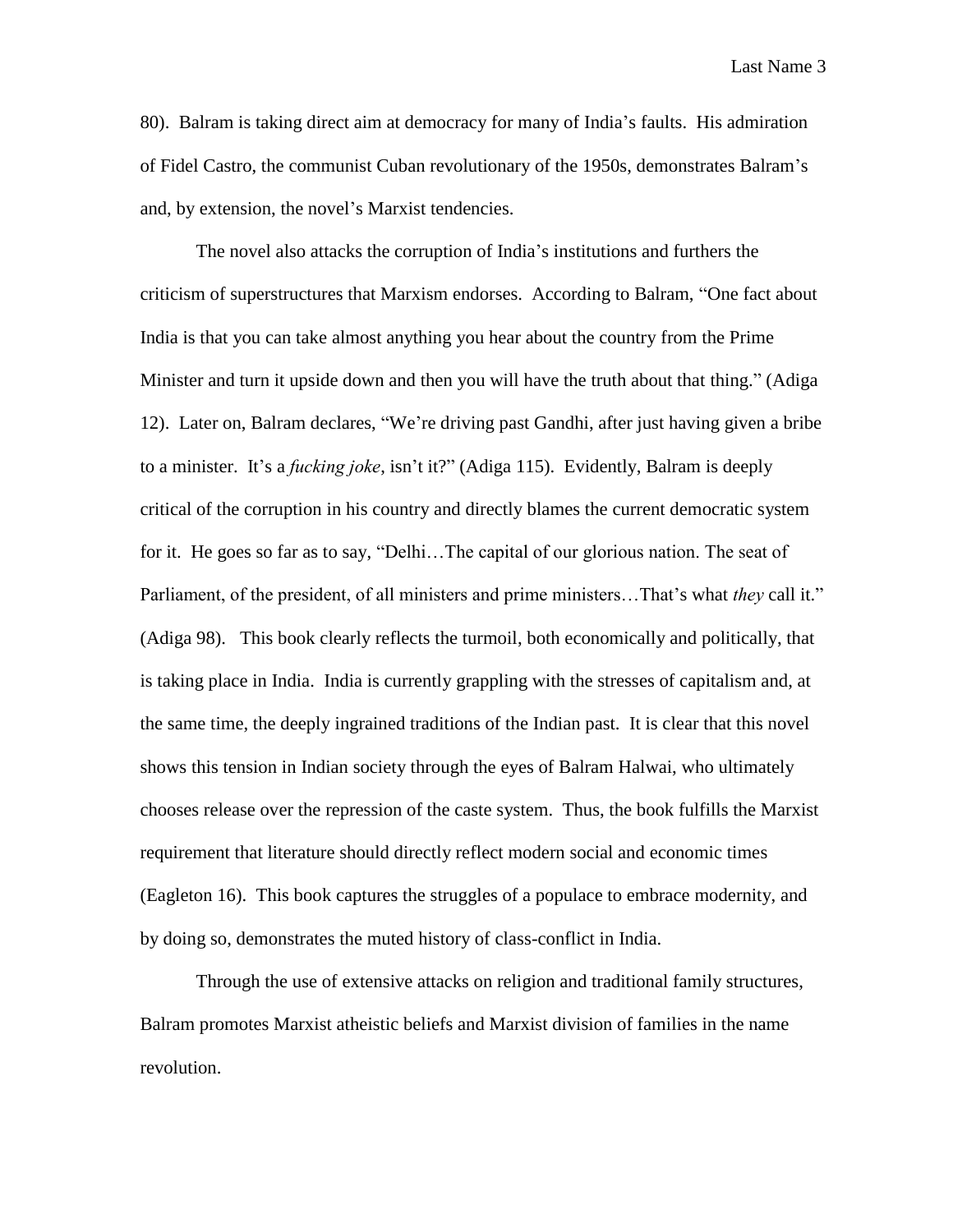80). Balram is taking direct aim at democracy for many of India's faults. His admiration of Fidel Castro, the communist Cuban revolutionary of the 1950s, demonstrates Balram's and, by extension, the novel's Marxist tendencies.

The novel also attacks the corruption of India's institutions and furthers the criticism of superstructures that Marxism endorses. According to Balram, "One fact about India is that you can take almost anything you hear about the country from the Prime Minister and turn it upside down and then you will have the truth about that thing." (Adiga 12). Later on, Balram declares, "We're driving past Gandhi, after just having given a bribe to a minister. It's a *fucking joke*, isn't it?" (Adiga 115). Evidently, Balram is deeply critical of the corruption in his country and directly blames the current democratic system for it. He goes so far as to say, "Delhi…The capital of our glorious nation. The seat of Parliament, of the president, of all ministers and prime ministers…That's what *they* call it." (Adiga 98). This book clearly reflects the turmoil, both economically and politically, that is taking place in India. India is currently grappling with the stresses of capitalism and, at the same time, the deeply ingrained traditions of the Indian past. It is clear that this novel shows this tension in Indian society through the eyes of Balram Halwai, who ultimately chooses release over the repression of the caste system. Thus, the book fulfills the Marxist requirement that literature should directly reflect modern social and economic times (Eagleton 16). This book captures the struggles of a populace to embrace modernity, and by doing so, demonstrates the muted history of class-conflict in India.

Through the use of extensive attacks on religion and traditional family structures, Balram promotes Marxist atheistic beliefs and Marxist division of families in the name revolution.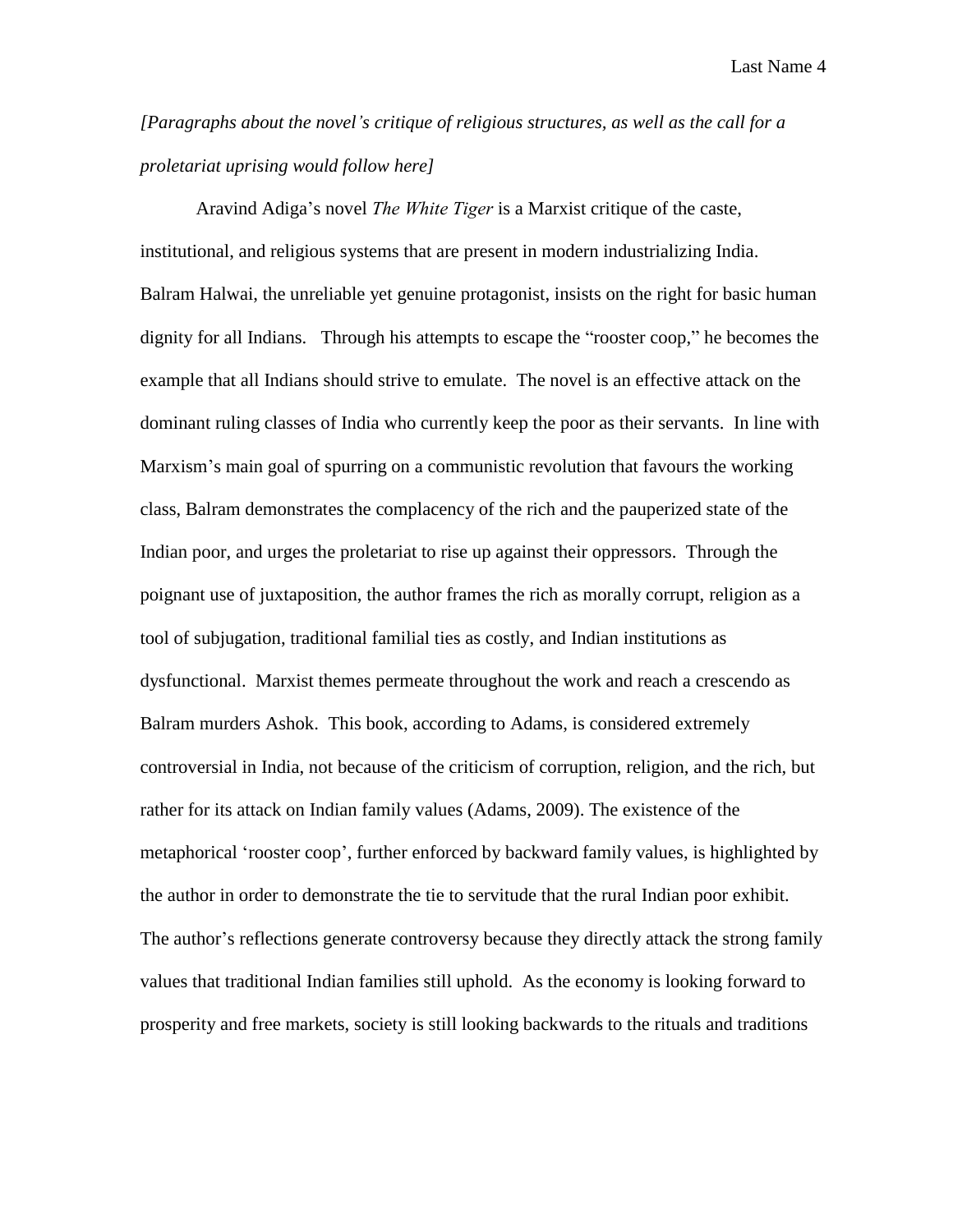*[Paragraphs about the novel's critique of religious structures, as well as the call for a proletariat uprising would follow here]*

Aravind Adiga's novel *The White Tiger* is a Marxist critique of the caste, institutional, and religious systems that are present in modern industrializing India. Balram Halwai, the unreliable yet genuine protagonist, insists on the right for basic human dignity for all Indians. Through his attempts to escape the "rooster coop," he becomes the example that all Indians should strive to emulate. The novel is an effective attack on the dominant ruling classes of India who currently keep the poor as their servants. In line with Marxism's main goal of spurring on a communistic revolution that favours the working class, Balram demonstrates the complacency of the rich and the pauperized state of the Indian poor, and urges the proletariat to rise up against their oppressors. Through the poignant use of juxtaposition, the author frames the rich as morally corrupt, religion as a tool of subjugation, traditional familial ties as costly, and Indian institutions as dysfunctional. Marxist themes permeate throughout the work and reach a crescendo as Balram murders Ashok. This book, according to Adams, is considered extremely controversial in India, not because of the criticism of corruption, religion, and the rich, but rather for its attack on Indian family values (Adams, 2009). The existence of the metaphorical 'rooster coop', further enforced by backward family values, is highlighted by the author in order to demonstrate the tie to servitude that the rural Indian poor exhibit. The author's reflections generate controversy because they directly attack the strong family values that traditional Indian families still uphold. As the economy is looking forward to prosperity and free markets, society is still looking backwards to the rituals and traditions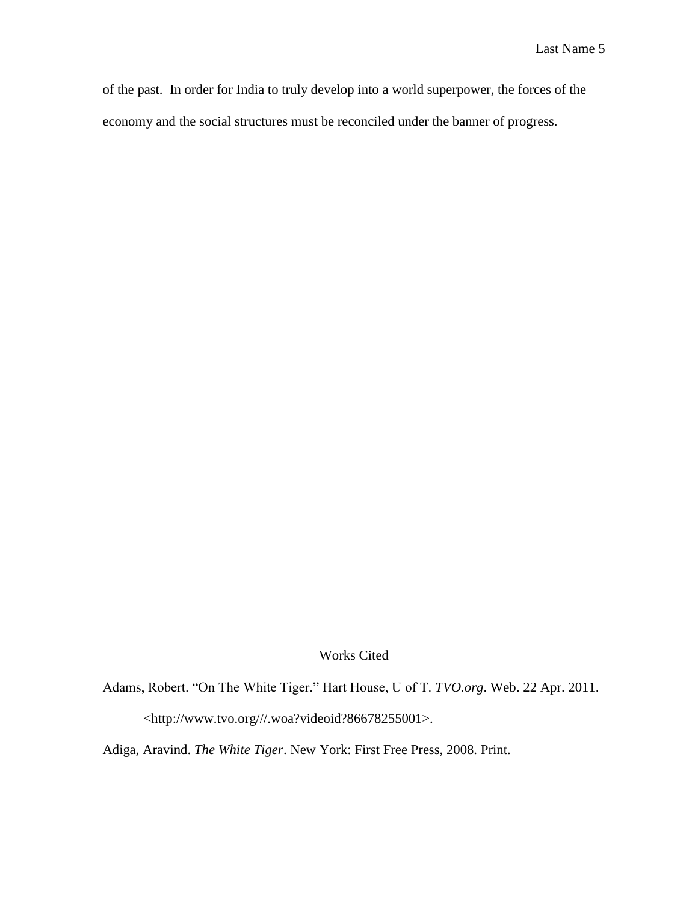of the past. In order for India to truly develop into a world superpower, the forces of the economy and the social structures must be reconciled under the banner of progress.

## Works Cited

Adams, Robert. "On The White Tiger." Hart House, U of T. *TVO.org*. Web. 22 Apr. 2011. <http://www.tvo.org///.woa?videoid?86678255001>.

Adiga, Aravind. *The White Tiger*. New York: First Free Press, 2008. Print.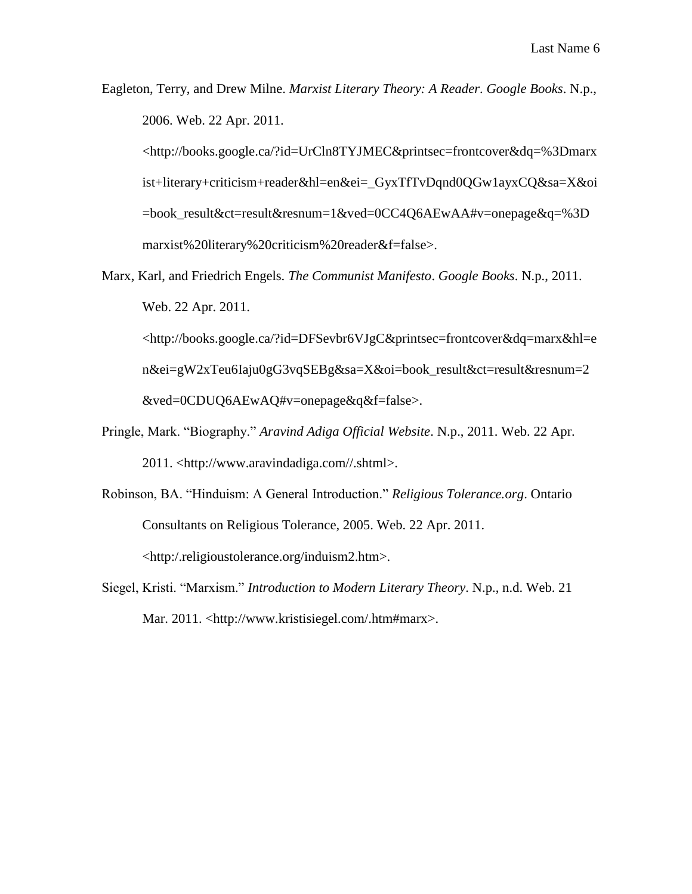Eagleton, Terry, and Drew Milne. *Marxist Literary Theory: A Reader*. *Google Books*. N.p., 2006. Web. 22 Apr. 2011. <http://books.google.ca/?id=UrCln8TYJMEC&printsec=frontcover&dq=%3Dmarxist+literary+criticism+reader&hl=en&ei=_GyxTfTvDqnd0QGw1ayxCQ&sa=X&oi=book_result&ct=result&resnum=1&ved=0CC4Q6AEwAA#v=onepage&q=%3Dmarxist%20literary%20criticism%20reader&f=false>.

Marx, Karl, and Friedrich Engels. *The Communist Manifesto*. *Google Books*. N.p., 2011. Web. 22 Apr. 2011. <http://books.google.ca/?id=DFSevbr6VJgC&printsec=frontcover&dq=marx&hl=en&ei=gW2xTeu6Iaju0gG3vqSEBg&sa=X&oi=book_result&ct=result&resnum=2&ved=0CDUQ6AEwAQ#v=onepage&q&f=false>.

Pringle, Mark. “Biography.” *Aravind Adiga Official Website*. N.p., 2011. Web. 22 Apr. 2011. <http://www.aravindadiga.com//.shtml>.

Robinson, BA. “Hinduism: A General Introduction.” *Religious Tolerance.org*. Ontario Consultants on Religious Tolerance, 2005. Web. 22 Apr. 2011. <http:/.religioustolerance.org/induism2.htm>.

Siegel, Kristi. “Marxism.” *Introduction to Modern Literary Theory*. N.p., n.d. Web. 21 Mar. 2011. <http://www.kristisiegel.com/.htm#marx>.